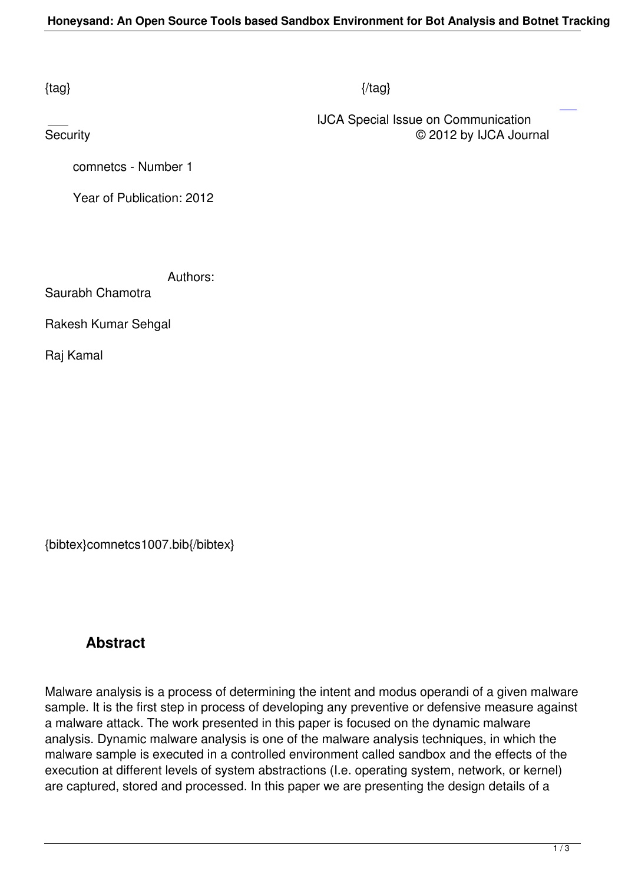{tag} {/tag}

IJCA Special Issue on Communication Security © 2012 by IJCA Journal

comnetcs - Number 1

Year of Publication: 2012

Authors:

Saurabh Chamotra

Rakesh Kumar Sehgal

Raj Kamal

{bibtex}comnetcs1007.bib{/bibtex}

## Abstract

Malware analysis is a process of determining the intent and modus operandi of a given malware sample. It is the first step in process of developing any preventive or defensive measure against a malware attack. The work presented in this paper is focused on the dynamic malware analysis. Dynamic malware analysis is one of the malware analysis techniques, in which the malware sample is executed in a controlled environment called sandbox and the effects of the execution at different levels of system abstractions (I.e. operating system, network, or kernel) are captured, stored and processed. In this paper we are presenting the design details of a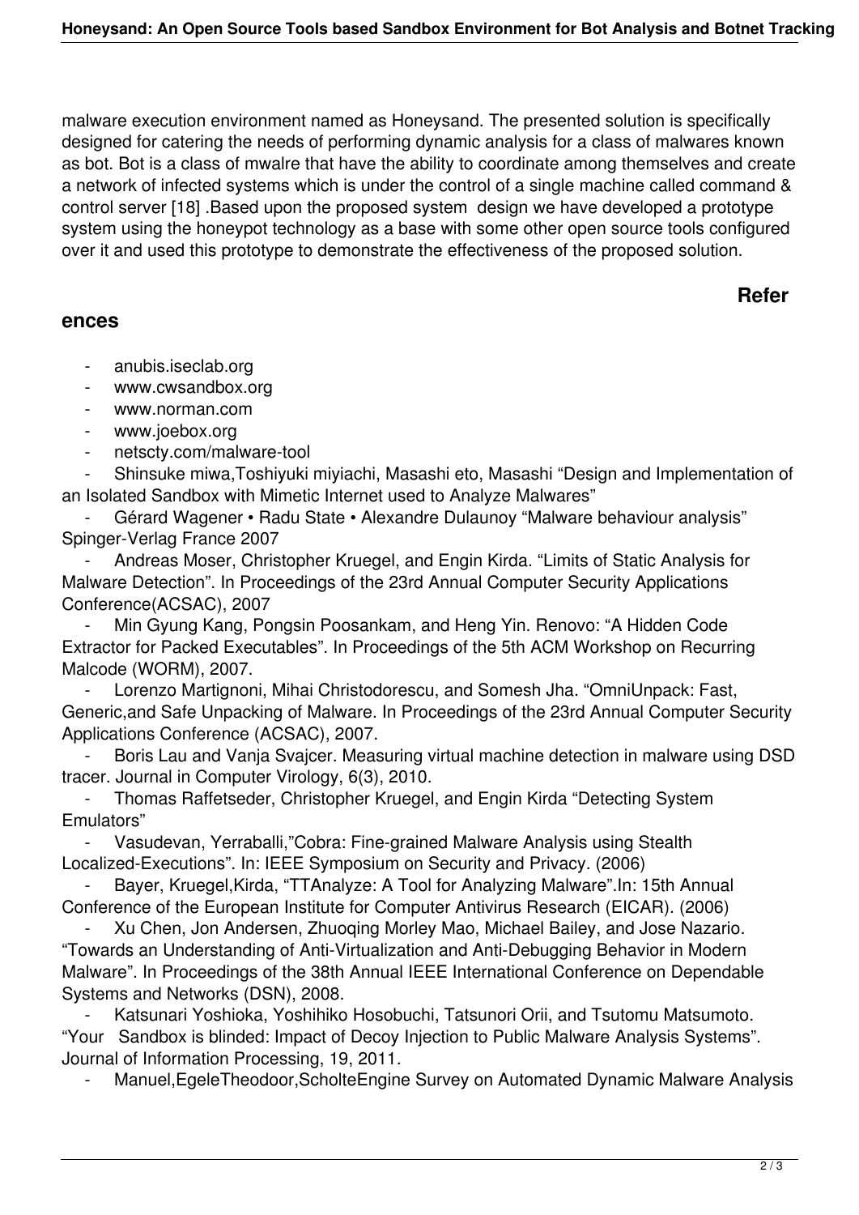malware execution environment named as Honeysand. The presented solution is specifically designed for catering the needs of performing dynamic analysis for a class of malwares known as bot. Bot is a class of mwalre that have the ability to coordinate among themselves and create a network of infected systems which is under the control of a single machine called command & control server [18] .Based upon the proposed system design we have developed a prototype system using the honeypot technology as a base with some other open source tools configured over it and used this prototype to demonstrate the effectiveness of the proposed solution.

## References

- anubis.iseclab.org
- www.cwsandbox.org
- www.norman.com
- www.joebox.org
- netscty.com/malware-tool
- Shinsuke miwa,Toshiyuki miyiachi, Masashi eto, Masashi "Design and Implementation of an Isolated Sandbox with Mimetic Internet used to Analyze Malwares"
- Gérard Wagener • Radu State • Alexandre Dulaunoy "Malware behaviour analysis" Spinger-Verlag France 2007
- Andreas Moser, Christopher Kruegel, and Engin Kirda. "Limits of Static Analysis for Malware Detection". In Proceedings of the 23rd Annual Computer Security Applications Conference(ACSAC), 2007
- Min Gyung Kang, Pongsin Poosankam, and Heng Yin. Renovo: "A Hidden Code Extractor for Packed Executables". In Proceedings of the 5th ACM Workshop on Recurring Malcode (WORM), 2007.
- Lorenzo Martignoni, Mihai Christodorescu, and Somesh Jha. "OmniUnpack: Fast, Generic,and Safe Unpacking of Malware. In Proceedings of the 23rd Annual Computer Security Applications Conference (ACSAC), 2007.
- Boris Lau and Vanja Svajcer. Measuring virtual machine detection in malware using DSD tracer. Journal in Computer Virology, 6(3), 2010.
- Thomas Raffetseder, Christopher Kruegel, and Engin Kirda "Detecting System Emulators"
- Vasudevan, Yerraballi,"Cobra: Fine-grained Malware Analysis using Stealth Localized-Executions". In: IEEE Symposium on Security and Privacy. (2006)
- Bayer, Kruegel,Kirda, "TTAnalyze: A Tool for Analyzing Malware".In: 15th Annual Conference of the European Institute for Computer Antivirus Research (EICAR). (2006)
- Xu Chen, Jon Andersen, Zhuoqing Morley Mao, Michael Bailey, and Jose Nazario. "Towards an Understanding of Anti-Virtualization and Anti-Debugging Behavior in Modern Malware". In Proceedings of the 38th Annual IEEE International Conference on Dependable Systems and Networks (DSN), 2008.
- Katsunari Yoshioka, Yoshihiko Hosobuchi, Tatsunori Orii, and Tsutomu Matsumoto. "Your Sandbox is blinded: Impact of Decoy Injection to Public Malware Analysis Systems". Journal of Information Processing, 19, 2011.
- Manuel,EgeleTheodoor,ScholteEngine Survey on Automated Dynamic Malware Analysis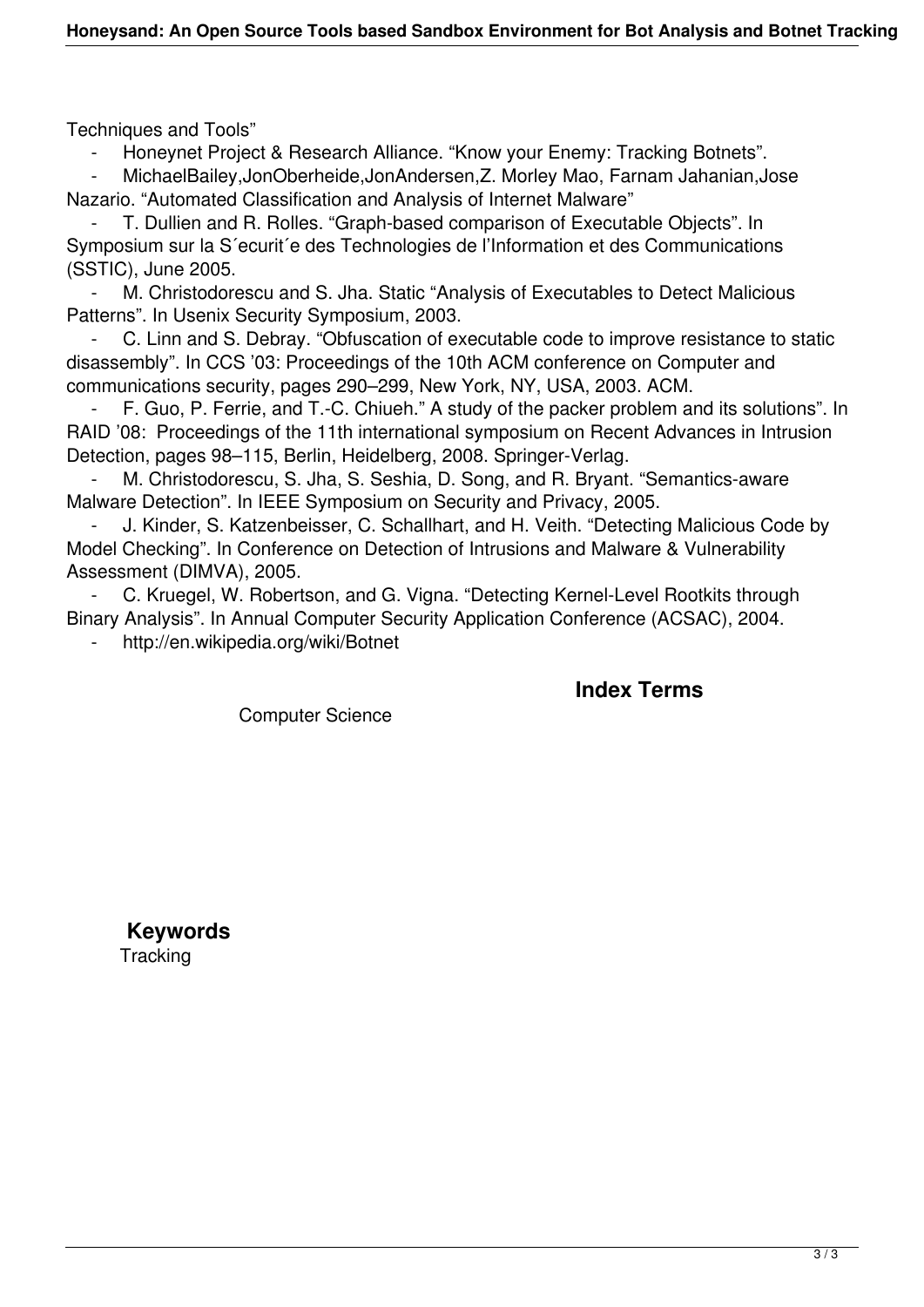Techniques and Tools"

- Honeynet Project & Research Alliance. "Know your Enemy: Tracking Botnets".
- MichaelBailey,JonOberheide,JonAndersen,Z. Morley Mao, Farnam Jahanian,Jose Nazario. "Automated Classification and Analysis of Internet Malware"
- T. Dullien and R. Rolles. "Graph-based comparison of Executable Objects". In Symposium sur la S´ecurit´e des Technologies de l'Information et des Communications (SSTIC), June 2005.
- M. Christodorescu and S. Jha. Static "Analysis of Executables to Detect Malicious Patterns". In Usenix Security Symposium, 2003.
- C. Linn and S. Debray. "Obfuscation of executable code to improve resistance to static disassembly". In CCS '03: Proceedings of the 10th ACM conference on Computer and communications security, pages 290–299, New York, NY, USA, 2003. ACM.
- F. Guo, P. Ferrie, and T.-C. Chiueh." A study of the packer problem and its solutions". In RAID '08: Proceedings of the 11th international symposium on Recent Advances in Intrusion Detection, pages 98–115, Berlin, Heidelberg, 2008. Springer-Verlag.
- M. Christodorescu, S. Jha, S. Seshia, D. Song, and R. Bryant. "Semantics-aware Malware Detection". In IEEE Symposium on Security and Privacy, 2005.
- J. Kinder, S. Katzenbeisser, C. Schallhart, and H. Veith. "Detecting Malicious Code by Model Checking". In Conference on Detection of Intrusions and Malware & Vulnerability Assessment (DIMVA), 2005.
- C. Kruegel, W. Robertson, and G. Vigna. "Detecting Kernel-Level Rootkits through Binary Analysis". In Annual Computer Security Application Conference (ACSAC), 2004.
- http://en.wikipedia.org/wiki/Botnet

## Index Terms

Computer Science

## Keywords

Tracking